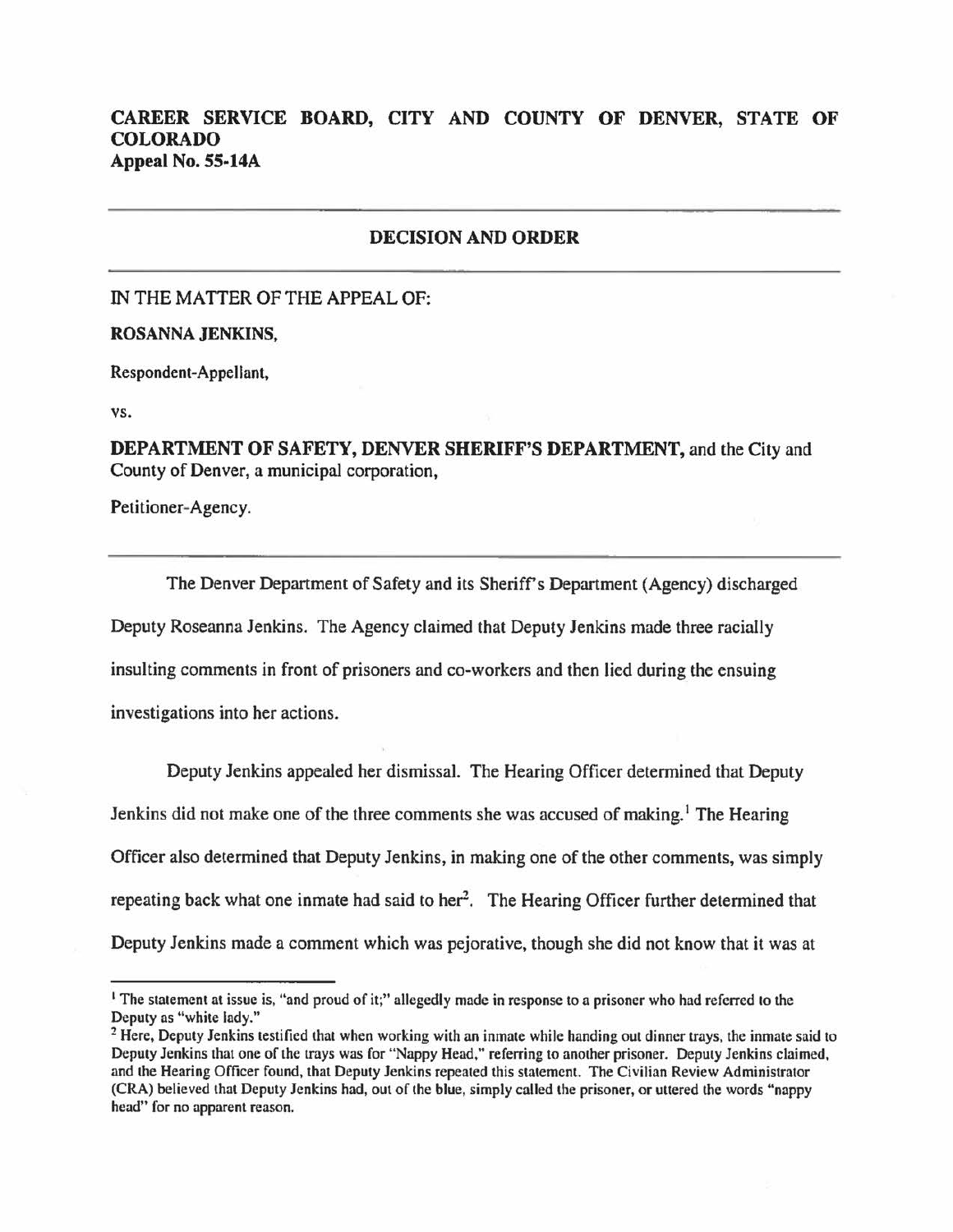**CAREER SERVICE BOARD, CITY AND COUNTY OF DENVER, STATE OF COLORADO**
**Appeal No. 55-14A**

---

## DECISION AND ORDER

---

IN THE MATTER OF THE APPEAL OF:

**ROSANNA JENKINS,**

Respondent-Appellant,

vs.

**DEPARTMENT OF SAFETY, DENVER SHERIFF'S DEPARTMENT,** and the City and County of Denver, a municipal corporation,

Petitioner-Agency.

---

The Denver Department of Safety and its Sheriff's Department (Agency) discharged Deputy Roseanna Jenkins. The Agency claimed that Deputy Jenkins made three racially insulting comments in front of prisoners and co-workers and then lied during the ensuing investigations into her actions.

Deputy Jenkins appealed her dismissal. The Hearing Officer determined that Deputy Jenkins did not make one of the three comments she was accused of making.[1] The Hearing Officer also determined that Deputy Jenkins, in making one of the other comments, was simply repeating back what one inmate had said to her[2]. The Hearing Officer further determined that Deputy Jenkins made a comment which was pejorative, though she did not know that it was at

---

[1] The statement at issue is, "and proud of it;" allegedly made in response to a prisoner who had referred to the Deputy as "white lady."

[2] Here, Deputy Jenkins testified that when working with an inmate while handing out dinner trays, the inmate said to Deputy Jenkins that one of the trays was for "Nappy Head," referring to another prisoner. Deputy Jenkins claimed, and the Hearing Officer found, that Deputy Jenkins repeated this statement. The Civilian Review Administrator (CRA) believed that Deputy Jenkins had, out of the blue, simply called the prisoner, or uttered the words "nappy head" for no apparent reason.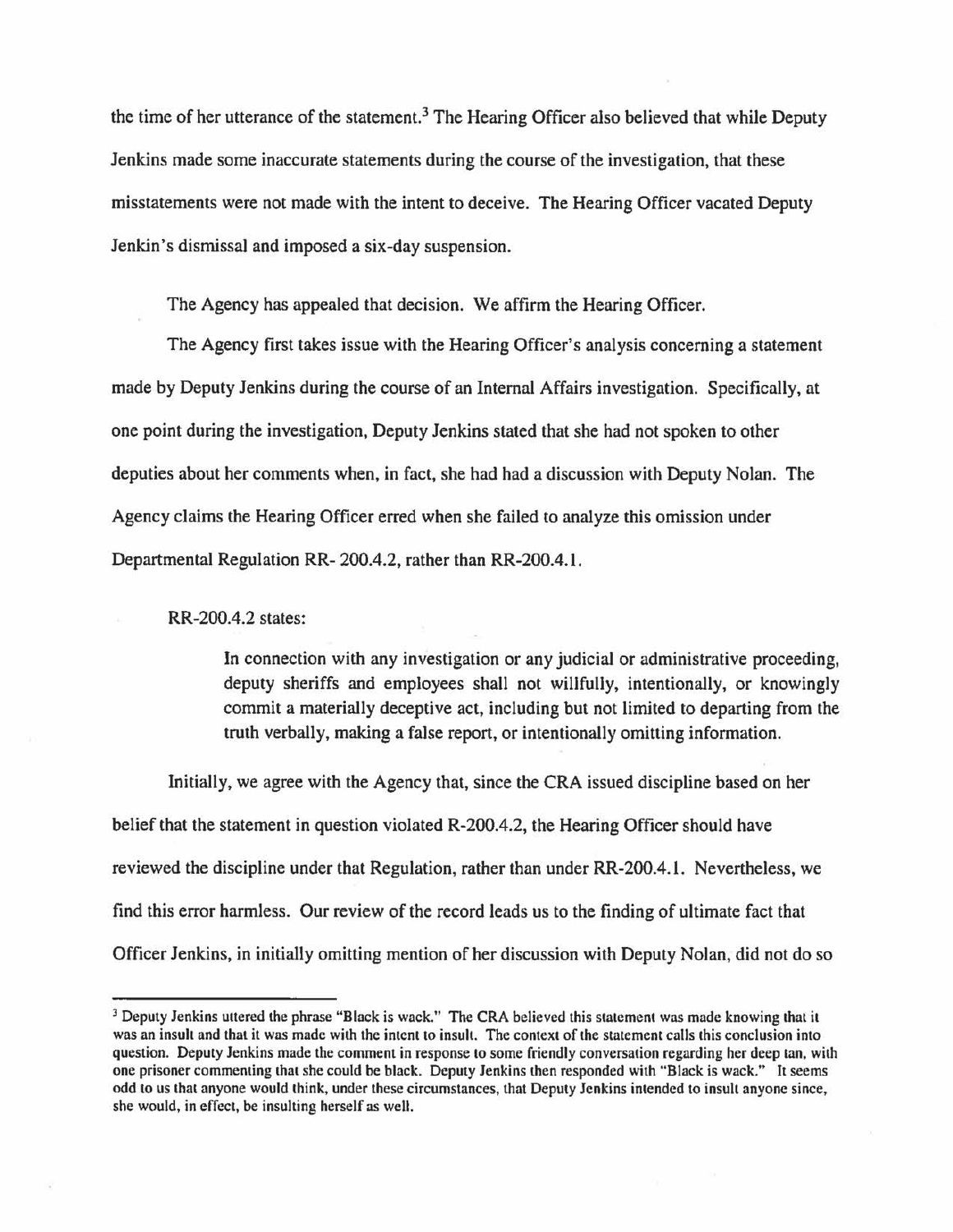the time of her utterance of the statement.[3] The Hearing Officer also believed that while Deputy Jenkins made some inaccurate statements during the course of the investigation, that these misstatements were not made with the intent to deceive. The Hearing Officer vacated Deputy Jenkin's dismissal and imposed a six-day suspension.

The Agency has appealed that decision. We affirm the Hearing Officer.

The Agency first takes issue with the Hearing Officer's analysis concerning a statement made by Deputy Jenkins during the course of an Internal Affairs investigation. Specifically, at one point during the investigation, Deputy Jenkins stated that she had not spoken to other deputies about her comments when, in fact, she had had a discussion with Deputy Nolan. The Agency claims the Hearing Officer erred when she failed to analyze this omission under Departmental Regulation RR- 200.4.2, rather than RR-200.4.1.

RR-200.4.2 states:

> In connection with any investigation or any judicial or administrative proceeding, deputy sheriffs and employees shall not willfully, intentionally, or knowingly commit a materially deceptive act, including but not limited to departing from the truth verbally, making a false report, or intentionally omitting information.

Initially, we agree with the Agency that, since the CRA issued discipline based on her belief that the statement in question violated R-200.4.2, the Hearing Officer should have reviewed the discipline under that Regulation, rather than under RR-200.4.1. Nevertheless, we find this error harmless. Our review of the record leads us to the finding of ultimate fact that Officer Jenkins, in initially omitting mention of her discussion with Deputy Nolan, did not do so

---

[3] Deputy Jenkins uttered the phrase "Black is wack." The CRA believed this statement was made knowing that it was an insult and that it was made with the intent to insult. The context of the statement calls this conclusion into question. Deputy Jenkins made the comment in response to some friendly conversation regarding her deep tan, with one prisoner commenting that she could be black. Deputy Jenkins then responded with "Black is wack." It seems odd to us that anyone would think, under these circumstances, that Deputy Jenkins intended to insult anyone since, she would, in effect, be insulting herself as well.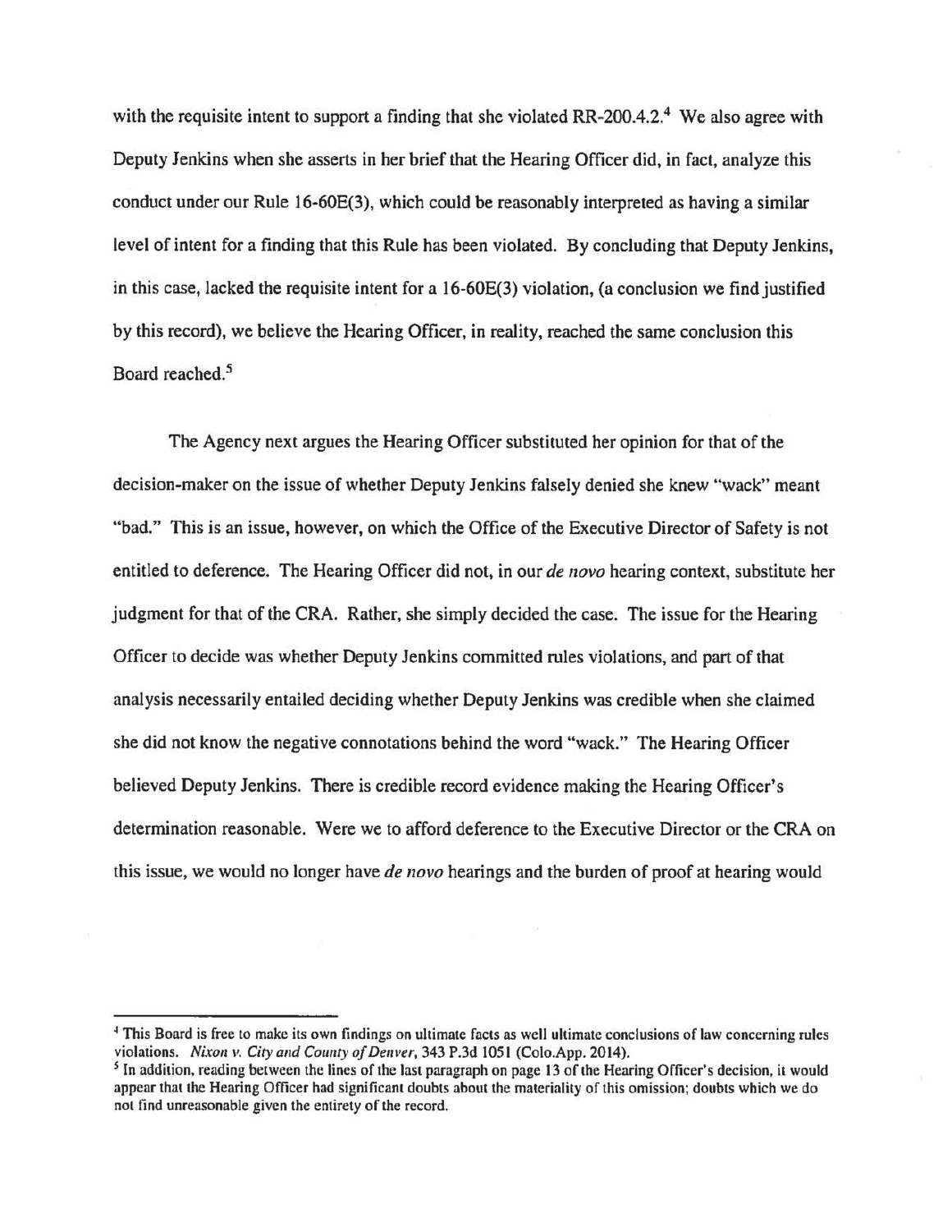with the requisite intent to support a finding that she violated RR-200.4.2.[4] We also agree with Deputy Jenkins when she asserts in her brief that the Hearing Officer did, in fact, analyze this conduct under our Rule 16-60E(3), which could be reasonably interpreted as having a similar level of intent for a finding that this Rule has been violated. By concluding that Deputy Jenkins, in this case, lacked the requisite intent for a 16-60E(3) violation, (a conclusion we find justified by this record), we believe the Hearing Officer, in reality, reached the same conclusion this Board reached.[5]

The Agency next argues the Hearing Officer substituted her opinion for that of the decision-maker on the issue of whether Deputy Jenkins falsely denied she knew "wack" meant "bad." This is an issue, however, on which the Office of the Executive Director of Safety is not entitled to deference. The Hearing Officer did not, in our *de novo* hearing context, substitute her judgment for that of the CRA. Rather, she simply decided the case. The issue for the Hearing Officer to decide was whether Deputy Jenkins committed rules violations, and part of that analysis necessarily entailed deciding whether Deputy Jenkins was credible when she claimed she did not know the negative connotations behind the word "wack." The Hearing Officer believed Deputy Jenkins. There is credible record evidence making the Hearing Officer's determination reasonable. Were we to afford deference to the Executive Director or the CRA on this issue, we would no longer have *de novo* hearings and the burden of proof at hearing would

---

[4] This Board is free to make its own findings on ultimate facts as well ultimate conclusions of law concerning rules violations. *Nixon v. City and County of Denver*, 343 P.3d 1051 (Colo.App. 2014).

[5] In addition, reading between the lines of the last paragraph on page 13 of the Hearing Officer's decision, it would appear that the Hearing Officer had significant doubts about the materiality of this omission; doubts which we do not find unreasonable given the entirety of the record.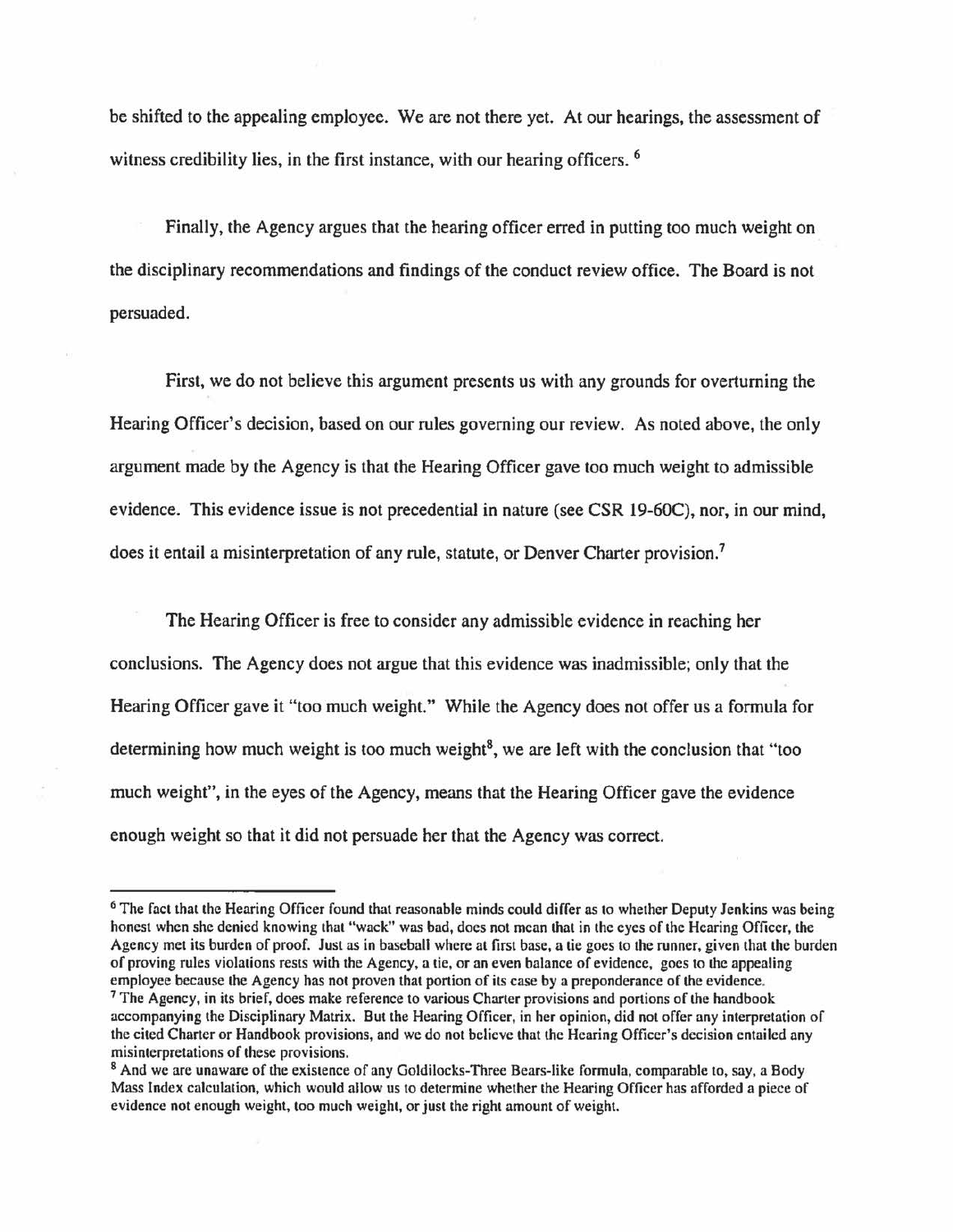be shifted to the appealing employee. We are not there yet. At our hearings, the assessment of witness credibility lies, in the first instance, with our hearing officers. [6]

Finally, the Agency argues that the hearing officer erred in putting too much weight on the disciplinary recommendations and findings of the conduct review office. The Board is not persuaded.

First, we do not believe this argument presents us with any grounds for overturning the Hearing Officer's decision, based on our rules governing our review. As noted above, the only argument made by the Agency is that the Hearing Officer gave too much weight to admissible evidence. This evidence issue is not precedential in nature (see CSR 19-60C), nor, in our mind, does it entail a misinterpretation of any rule, statute, or Denver Charter provision.[7]

The Hearing Officer is free to consider any admissible evidence in reaching her conclusions. The Agency does not argue that this evidence was inadmissible; only that the Hearing Officer gave it "too much weight." While the Agency does not offer us a formula for determining how much weight is too much weight[8], we are left with the conclusion that "too much weight", in the eyes of the Agency, means that the Hearing Officer gave the evidence enough weight so that it did not persuade her that the Agency was correct.

---

[6] The fact that the Hearing Officer found that reasonable minds could differ as to whether Deputy Jenkins was being honest when she denied knowing that "wack" was bad, does not mean that in the eyes of the Hearing Officer, the Agency met its burden of proof. Just as in baseball where at first base, a tie goes to the runner, given that the burden of proving rules violations rests with the Agency, a tie, or an even balance of evidence, goes to the appealing employee because the Agency has not proven that portion of its case by a preponderance of the evidence.

[7] The Agency, in its brief, does make reference to various Charter provisions and portions of the handbook accompanying the Disciplinary Matrix. But the Hearing Officer, in her opinion, did not offer any interpretation of the cited Charter or Handbook provisions, and we do not believe that the Hearing Officer's decision entailed any misinterpretations of these provisions.

[8] And we are unaware of the existence of any Goldilocks-Three Bears-like formula, comparable to, say, a Body Mass Index calculation, which would allow us to determine whether the Hearing Officer has afforded a piece of evidence not enough weight, too much weight, or just the right amount of weight.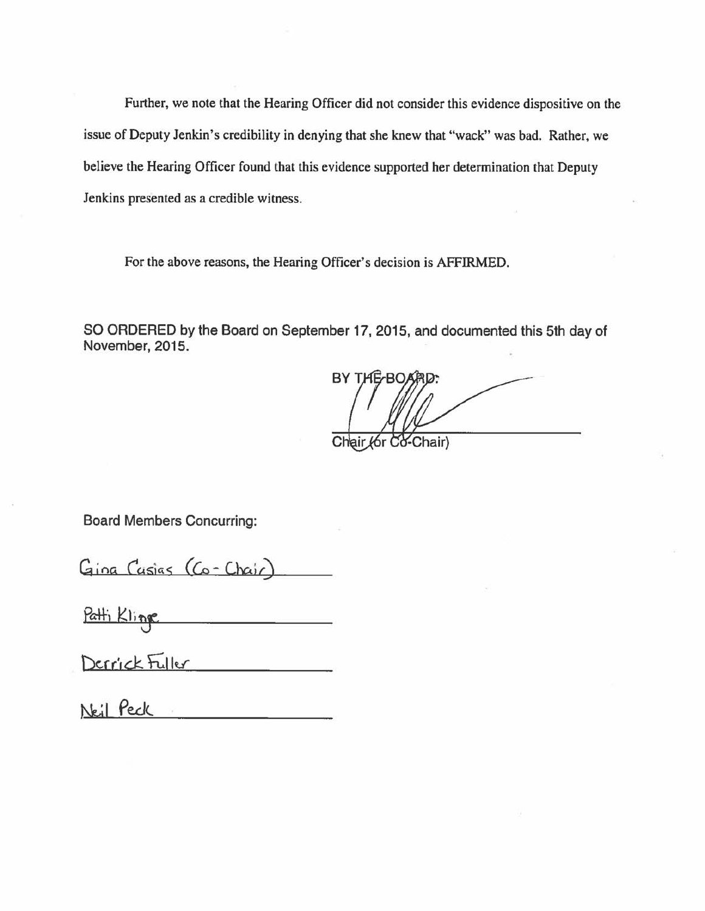Further, we note that the Hearing Officer did not consider this evidence dispositive on the issue of Deputy Jenkin's credibility in denying that she knew that "wack" was bad. Rather, we believe the Hearing Officer found that this evidence supported her determination that Deputy Jenkins presented as a credible witness.

For the above reasons, the Hearing Officer's decision is AFFIRMED.

**SO ORDERED** by the Board on September 17, 2015, and documented this 5th day of November, 2015.

BY THE BOARD:

_______________________________
Chair (or Co-Chair)

Board Members Concurring:

Gina Casias (Co-Chair)

Patti Klinge

Derrick Fuller

Neil Peck